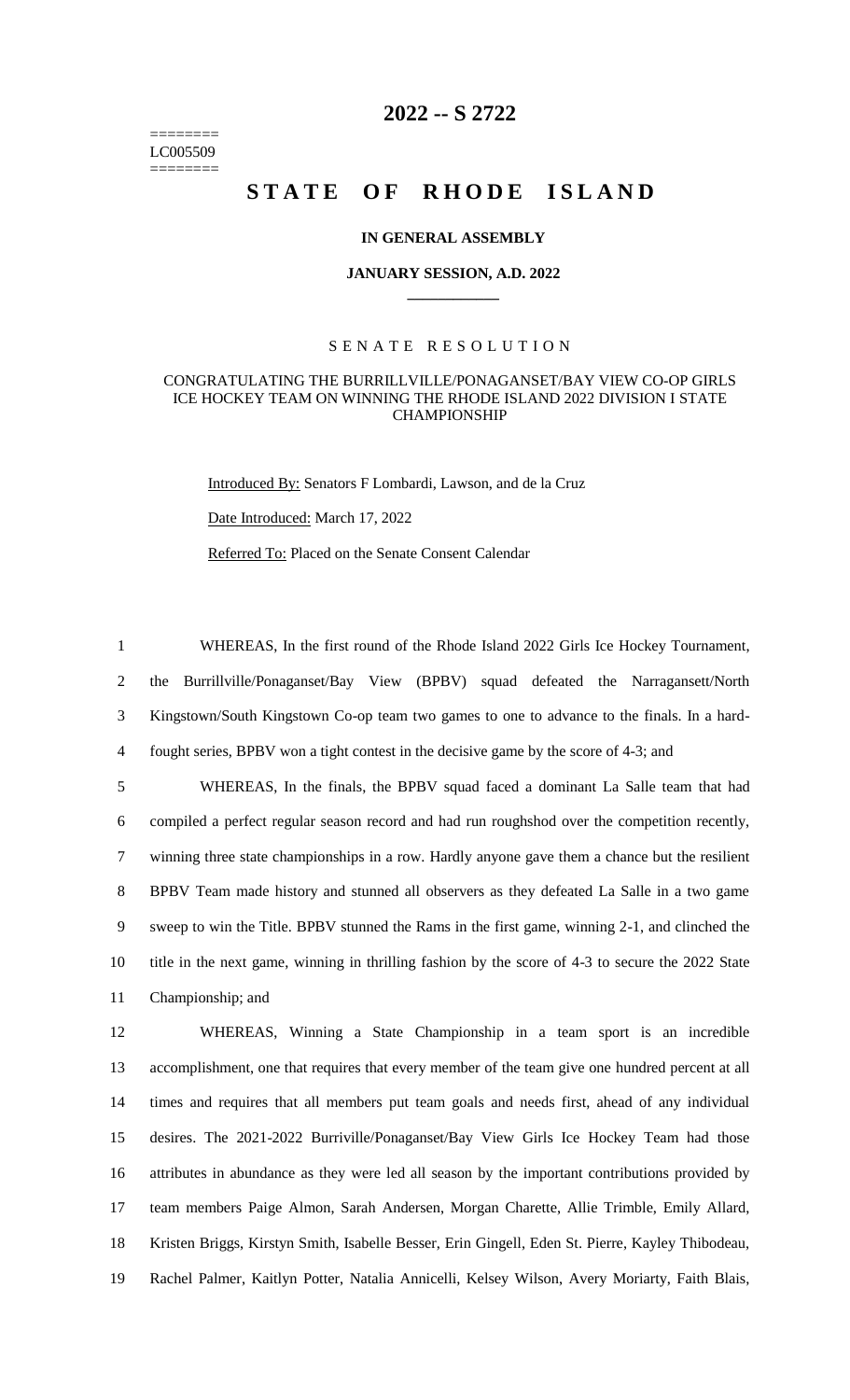# 2022 -- S 2722

========
LC005509
========

# STATE OF RHODE ISLAND

### IN GENERAL ASSEMBLY

### JANUARY SESSION, A.D. 2022

---

## SENATE RESOLUTION

### CONGRATULATING THE BURRILLVILLE/PONAGANSET/BAY VIEW CO-OP GIRLS ICE HOCKEY TEAM ON WINNING THE RHODE ISLAND 2022 DIVISION I STATE CHAMPIONSHIP

Introduced By: Senators F Lombardi, Lawson, and de la Cruz

Date Introduced: March 17, 2022

Referred To: Placed on the Senate Consent Calendar

WHEREAS, In the first round of the Rhode Island 2022 Girls Ice Hockey Tournament, the Burrillville/Ponaganset/Bay View (BPBV) squad defeated the Narragansett/North Kingstown/South Kingstown Co-op team two games to one to advance to the finals. In a hard-fought series, BPBV won a tight contest in the decisive game by the score of 4-3; and

WHEREAS, In the finals, the BPBV squad faced a dominant La Salle team that had compiled a perfect regular season record and had run roughshod over the competition recently, winning three state championships in a row. Hardly anyone gave them a chance but the resilient BPBV Team made history and stunned all observers as they defeated La Salle in a two game sweep to win the Title. BPBV stunned the Rams in the first game, winning 2-1, and clinched the title in the next game, winning in thrilling fashion by the score of 4-3 to secure the 2022 State Championship; and

WHEREAS, Winning a State Championship in a team sport is an incredible accomplishment, one that requires that every member of the team give one hundred percent at all times and requires that all members put team goals and needs first, ahead of any individual desires. The 2021-2022 Burriville/Ponaganset/Bay View Girls Ice Hockey Team had those attributes in abundance as they were led all season by the important contributions provided by team members Paige Almon, Sarah Andersen, Morgan Charette, Allie Trimble, Emily Allard, Kristen Briggs, Kirstyn Smith, Isabelle Besser, Erin Gingell, Eden St. Pierre, Kayley Thibodeau, Rachel Palmer, Kaitlyn Potter, Natalia Annicelli, Kelsey Wilson, Avery Moriarty, Faith Blais,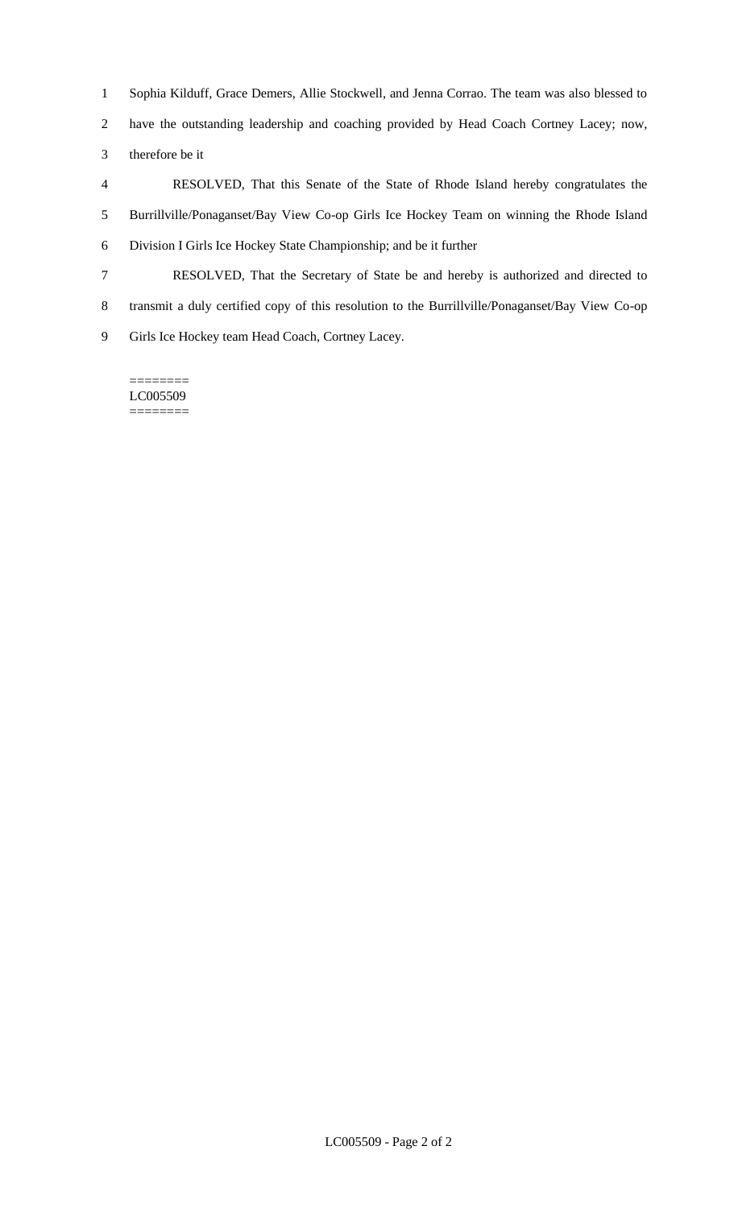Sophia Kilduff, Grace Demers, Allie Stockwell, and Jenna Corrao. The team was also blessed to have the outstanding leadership and coaching provided by Head Coach Cortney Lacey; now, therefore be it

RESOLVED, That this Senate of the State of Rhode Island hereby congratulates the Burrillville/Ponaganset/Bay View Co-op Girls Ice Hockey Team on winning the Rhode Island Division I Girls Ice Hockey State Championship; and be it further

RESOLVED, That the Secretary of State be and hereby is authorized and directed to transmit a duly certified copy of this resolution to the Burrillville/Ponaganset/Bay View Co-op Girls Ice Hockey team Head Coach, Cortney Lacey.

========
LC005509
========